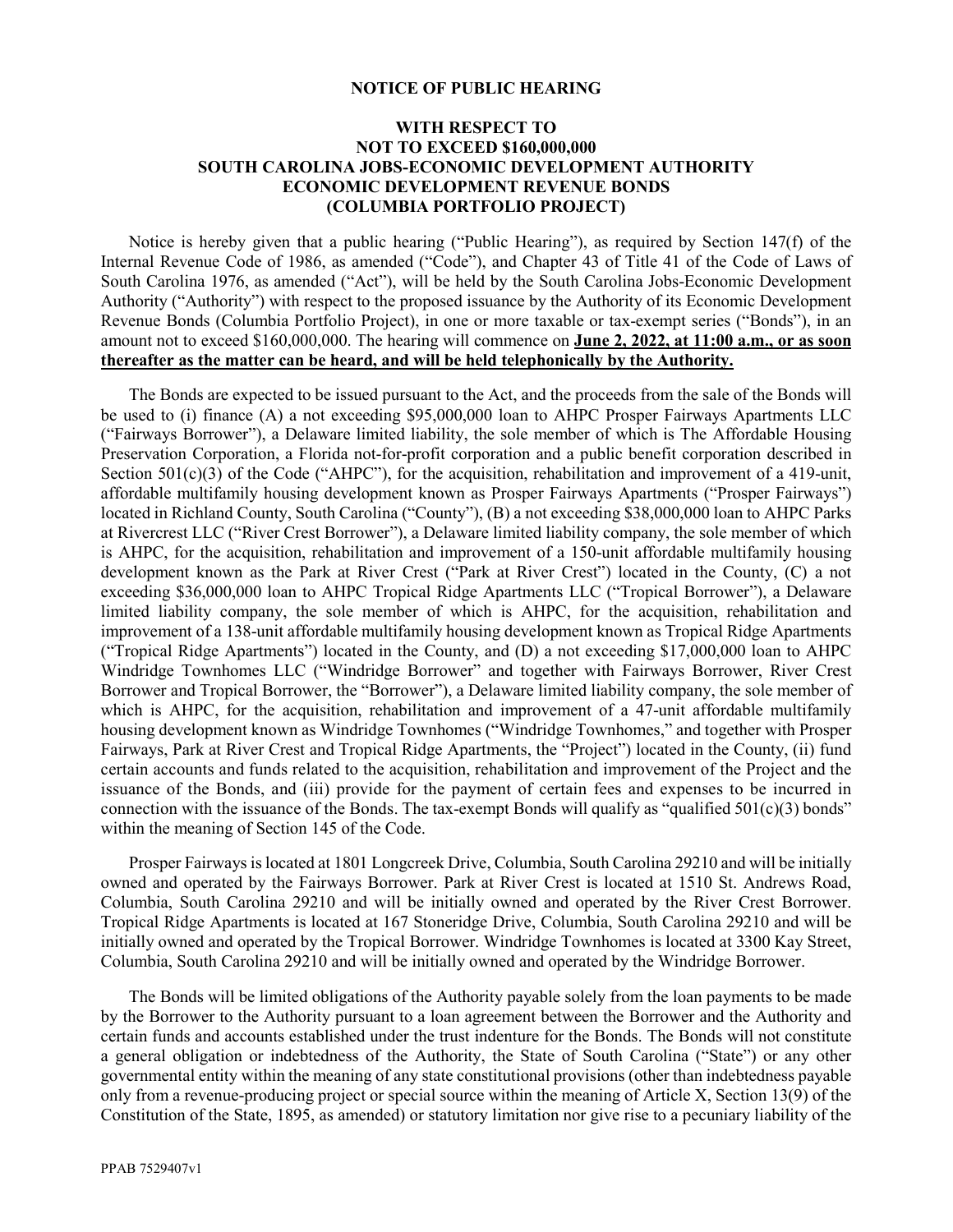# NOTICE OF PUBLIC HEARING

## WITH RESPECT TO
## NOT TO EXCEED $160,000,000
## SOUTH CAROLINA JOBS-ECONOMIC DEVELOPMENT AUTHORITY
## ECONOMIC DEVELOPMENT REVENUE BONDS
## (COLUMBIA PORTFOLIO PROJECT)

Notice is hereby given that a public hearing ("Public Hearing"), as required by Section 147(f) of the Internal Revenue Code of 1986, as amended ("Code"), and Chapter 43 of Title 41 of the Code of Laws of South Carolina 1976, as amended ("Act"), will be held by the South Carolina Jobs-Economic Development Authority ("Authority") with respect to the proposed issuance by the Authority of its Economic Development Revenue Bonds (Columbia Portfolio Project), in one or more taxable or tax-exempt series ("Bonds"), in an amount not to exceed $160,000,000. The hearing will commence on **June 2, 2022, at 11:00 a.m., or as soon thereafter as the matter can be heard, and will be held telephonically by the Authority.**

The Bonds are expected to be issued pursuant to the Act, and the proceeds from the sale of the Bonds will be used to (i) finance (A) a not exceeding $95,000,000 loan to AHPC Prosper Fairways Apartments LLC ("Fairways Borrower"), a Delaware limited liability, the sole member of which is The Affordable Housing Preservation Corporation, a Florida not-for-profit corporation and a public benefit corporation described in Section 501(c)(3) of the Code ("AHPC"), for the acquisition, rehabilitation and improvement of a 419-unit, affordable multifamily housing development known as Prosper Fairways Apartments ("Prosper Fairways") located in Richland County, South Carolina ("County"), (B) a not exceeding $38,000,000 loan to AHPC Parks at Rivercrest LLC ("River Crest Borrower"), a Delaware limited liability company, the sole member of which is AHPC, for the acquisition, rehabilitation and improvement of a 150-unit affordable multifamily housing development known as the Park at River Crest ("Park at River Crest") located in the County, (C) a not exceeding $36,000,000 loan to AHPC Tropical Ridge Apartments LLC ("Tropical Borrower"), a Delaware limited liability company, the sole member of which is AHPC, for the acquisition, rehabilitation and improvement of a 138-unit affordable multifamily housing development known as Tropical Ridge Apartments ("Tropical Ridge Apartments") located in the County, and (D) a not exceeding $17,000,000 loan to AHPC Windridge Townhomes LLC ("Windridge Borrower" and together with Fairways Borrower, River Crest Borrower and Tropical Borrower, the "Borrower"), a Delaware limited liability company, the sole member of which is AHPC, for the acquisition, rehabilitation and improvement of a 47-unit affordable multifamily housing development known as Windridge Townhomes ("Windridge Townhomes," and together with Prosper Fairways, Park at River Crest and Tropical Ridge Apartments, the "Project") located in the County, (ii) fund certain accounts and funds related to the acquisition, rehabilitation and improvement of the Project and the issuance of the Bonds, and (iii) provide for the payment of certain fees and expenses to be incurred in connection with the issuance of the Bonds. The tax-exempt Bonds will qualify as "qualified 501(c)(3) bonds" within the meaning of Section 145 of the Code.

Prosper Fairways is located at 1801 Longcreek Drive, Columbia, South Carolina 29210 and will be initially owned and operated by the Fairways Borrower. Park at River Crest is located at 1510 St. Andrews Road, Columbia, South Carolina 29210 and will be initially owned and operated by the River Crest Borrower. Tropical Ridge Apartments is located at 167 Stoneridge Drive, Columbia, South Carolina 29210 and will be initially owned and operated by the Tropical Borrower. Windridge Townhomes is located at 3300 Kay Street, Columbia, South Carolina 29210 and will be initially owned and operated by the Windridge Borrower.

The Bonds will be limited obligations of the Authority payable solely from the loan payments to be made by the Borrower to the Authority pursuant to a loan agreement between the Borrower and the Authority and certain funds and accounts established under the trust indenture for the Bonds. The Bonds will not constitute a general obligation or indebtedness of the Authority, the State of South Carolina ("State") or any other governmental entity within the meaning of any state constitutional provisions (other than indebtedness payable only from a revenue-producing project or special source within the meaning of Article X, Section 13(9) of the Constitution of the State, 1895, as amended) or statutory limitation nor give rise to a pecuniary liability of the

PPAB 7529407v1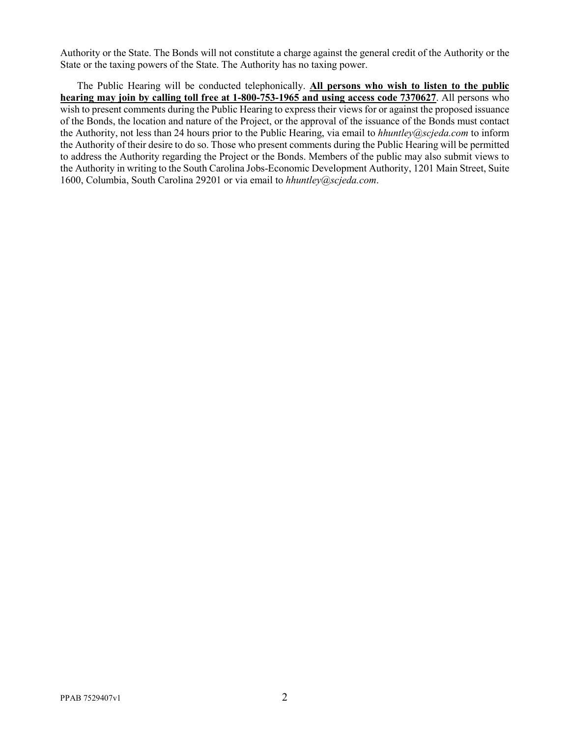Authority or the State. The Bonds will not constitute a charge against the general credit of the Authority or the State or the taxing powers of the State. The Authority has no taxing power.

The Public Hearing will be conducted telephonically. **All persons who wish to listen to the public hearing may join by calling toll free at 1-800-753-1965 and using access code 7370627**. All persons who wish to present comments during the Public Hearing to express their views for or against the proposed issuance of the Bonds, the location and nature of the Project, or the approval of the issuance of the Bonds must contact the Authority, not less than 24 hours prior to the Public Hearing, via email to *hhuntley@scjeda.com* to inform the Authority of their desire to do so. Those who present comments during the Public Hearing will be permitted to address the Authority regarding the Project or the Bonds. Members of the public may also submit views to the Authority in writing to the South Carolina Jobs-Economic Development Authority, 1201 Main Street, Suite 1600, Columbia, South Carolina 29201 or via email to *hhuntley@scjeda.com*.

PPAB 7529407v1